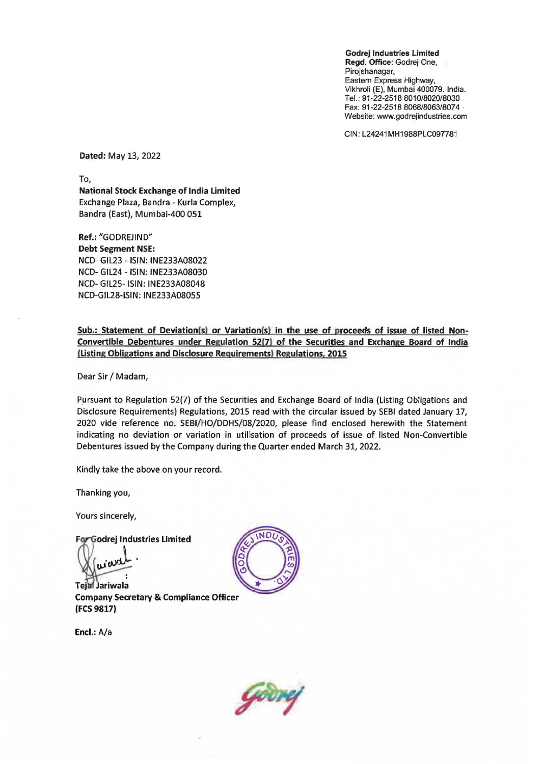**Godrej Industries Limited**
**Regd. Office:** Godrej One,
Pirojshanagar,
Eastern Express Highway,
Vikhroli (E), Mumbai 400079. India.
Tel.: 91-22-2518 8010/8020/8030
Fax: 91-22-2518 8068/8063/8074
Website: www.godrejindustries.com

CIN: L24241MH1988PLC097781

**Dated:** May 13, 2022

To,
**National Stock Exchange of India Limited**
Exchange Plaza, Bandra - Kurla Complex,
Bandra (East), Mumbai-400 051

**Ref.:** "GODREJIND"
**Debt Segment NSE:**
NCD- GIL23 - ISIN: INE233A08022
NCD- GIL24 - ISIN: INE233A08030
NCD- GIL25- ISIN: INE233A08048
NCD-GIL28-ISIN: INE233A08055

**Sub.: Statement of Deviation(s) or Variation(s) in the use of proceeds of issue of listed Non-Convertible Debentures under Regulation 52(7) of the Securities and Exchange Board of India (Listing Obligations and Disclosure Requirements) Regulations, 2015**

Dear Sir / Madam,

Pursuant to Regulation 52(7) of the Securities and Exchange Board of India (Listing Obligations and Disclosure Requirements) Regulations, 2015 read with the circular issued by SEBI dated January 17, 2020 vide reference no. SEBI/HO/DDHS/08/2020, please find enclosed herewith the Statement indicating no deviation or variation in utilisation of proceeds of issue of listed Non-Convertible Debentures issued by the Company during the Quarter ended March 31, 2022.

Kindly take the above on your record.

Thanking you,

Yours sincerely,

**For Godrej Industries Limited**

Tejal Jariwala
**Company Secretary & Compliance Officer**
**(FCS 9817)**

**Encl.:** A/a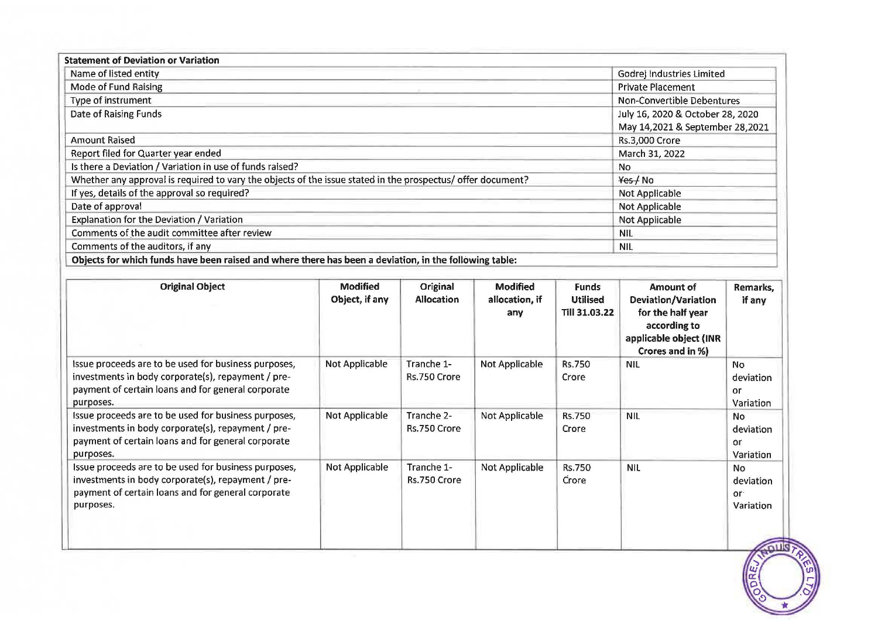| Statement of Deviation or Variation | |
|---|---|
| Name of listed entity | Godrej Industries Limited |
| Mode of Fund Raising | Private Placement |
| Type of instrument | Non-Convertible Debentures |
| Date of Raising Funds | July 16, 2020 & October 28, 2020 May 14,2021 & September 28,2021 |
| Amount Raised | Rs.3,000 Crore |
| Report filed for Quarter year ended | March 31, 2022 |
| Is there a Deviation / Variation in use of funds raised? | No |
| Whether any approval is required to vary the objects of the issue stated in the prospectus/ offer document? | ~~Yes~~ / No |
| If yes, details of the approval so required? | Not Applicable |
| Date of approval | Not Applicable |
| Explanation for the Deviation / Variation | Not Applicable |
| Comments of the audit committee after review | NIL |
| Comments of the auditors, if any | NIL |

**Objects for which funds have been raised and where there has been a deviation, in the following table:**

| Original Object | Modified Object, if any | Original Allocation | Modified allocation, if any | Funds Utilised Till 31.03.22 | Amount of Deviation/Variation for the half year according to applicable object (INR Crores and in %) | Remarks, if any |
|---|---|---|---|---|---|---|
| Issue proceeds are to be used for business purposes, investments in body corporate(s), repayment / pre-payment of certain loans and for general corporate purposes. | Not Applicable | Tranche 1- Rs.750 Crore | Not Applicable | Rs.750 Crore | NIL | No deviation or Variation |
| Issue proceeds are to be used for business purposes, investments in body corporate(s), repayment / pre-payment of certain loans and for general corporate purposes. | Not Applicable | Tranche 2- Rs.750 Crore | Not Applicable | Rs.750 Crore | NIL | No deviation or Variation |
| Issue proceeds are to be used for business purposes, investments in body corporate(s), repayment / pre-payment of certain loans and for general corporate purposes. | Not Applicable | Tranche 1- Rs.750 Crore | Not Applicable | Rs.750 Crore | NIL | No deviation or Variation |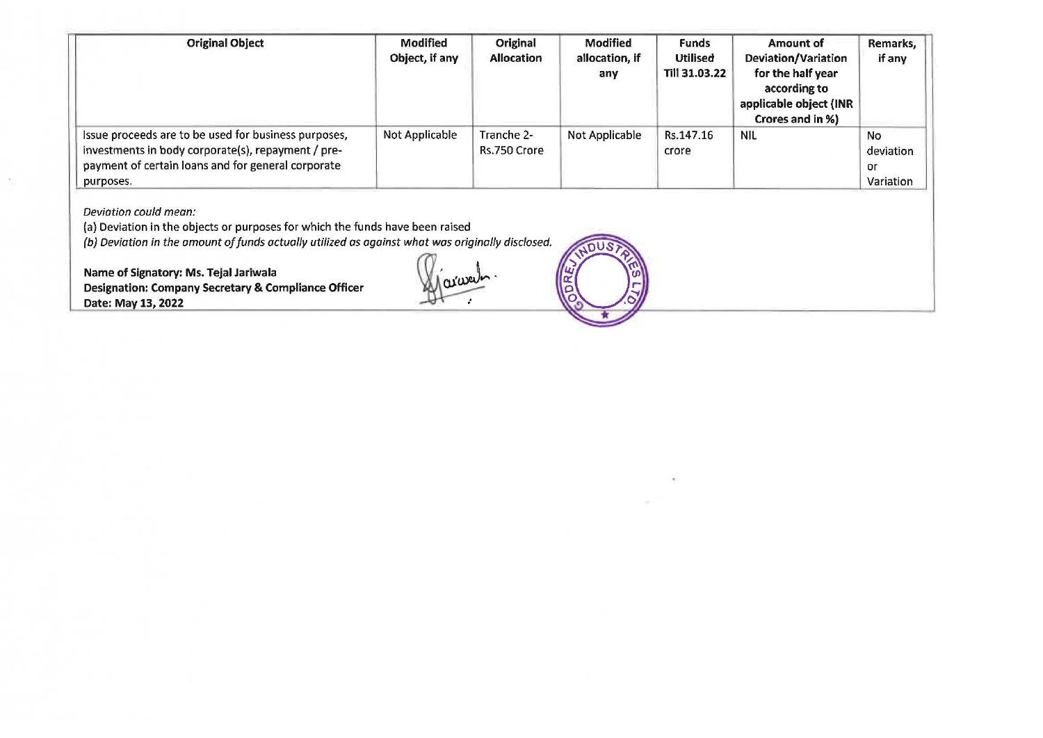| Original Object | Modified Object, if any | Original Allocation | Modified allocation, if any | Funds Utilised Till 31.03.22 | Amount of Deviation/Variation for the half year according to applicable object (INR Crores and in %) | Remarks, if any |
|---|---|---|---|---|---|---|
| Issue proceeds are to be used for business purposes, investments in body corporate(s), repayment / pre-payment of certain loans and for general corporate purposes. | Not Applicable | Tranche 2- Rs.750 Crore | Not Applicable | Rs.147.16 crore | NIL | No deviation or Variation |

*Deviation could mean:*

(a) Deviation in the objects or purposes for which the funds have been raised

*(b) Deviation in the amount of funds actually utilized as against what was originally disclosed.*

**Name of Signatory: Ms. Tejal Jariwala**

**Designation: Company Secretary & Compliance Officer**

**Date: May 13, 2022**